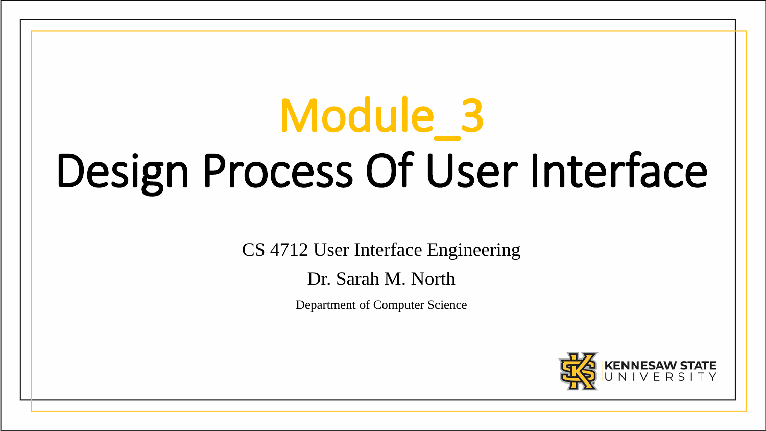# Module_3

# Design Process Of User Interface

CS 4712 User Interface Engineering

Dr. Sarah M. North

Department of Computer Science

KENNESAW STATE UNIVERSITY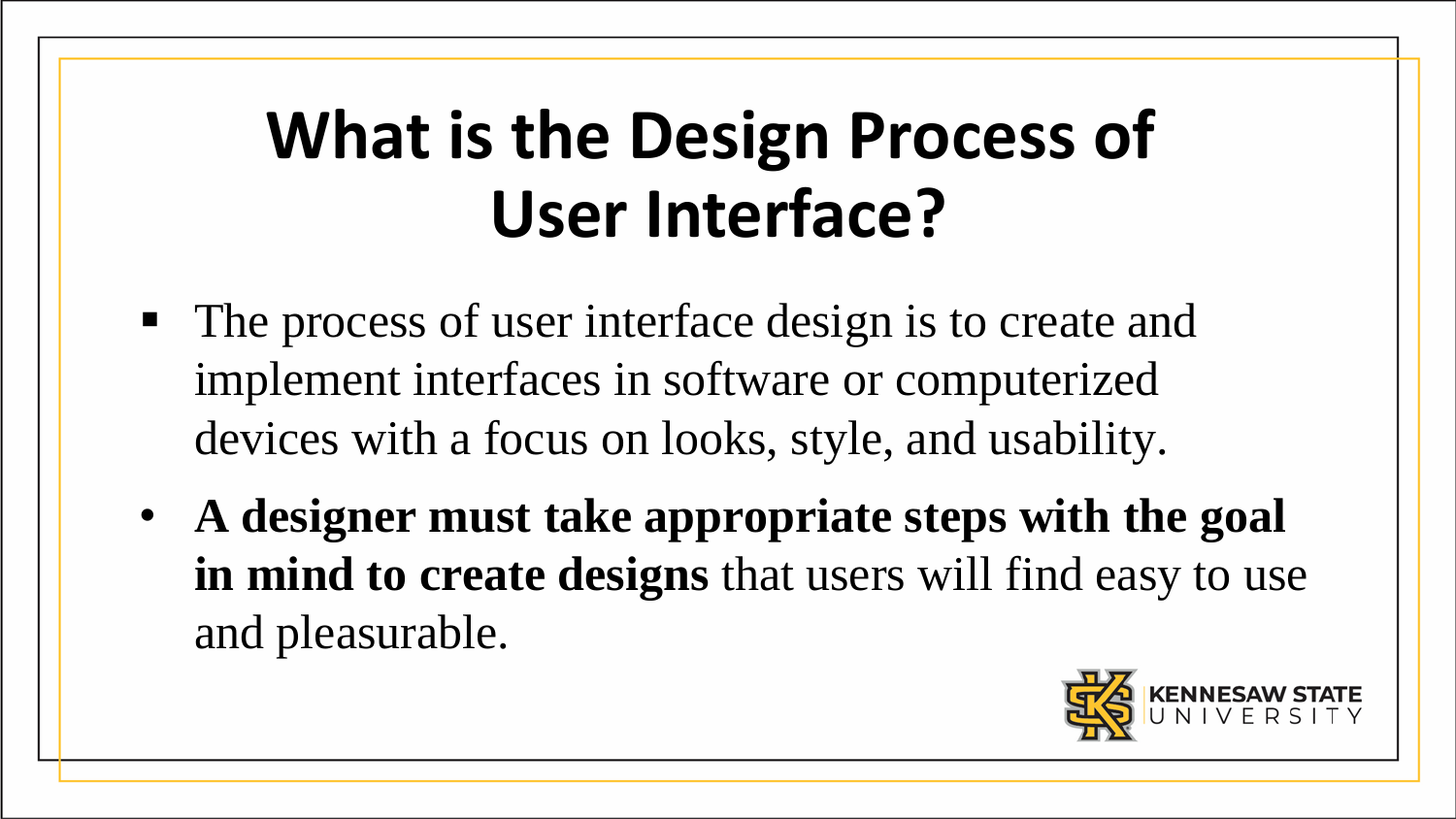# What is the Design Process of User Interface?

- The process of user interface design is to create and implement interfaces in software or computerized devices with a focus on looks, style, and usability.
- **A designer must take appropriate steps with the goal in mind to create designs** that users will find easy to use and pleasurable.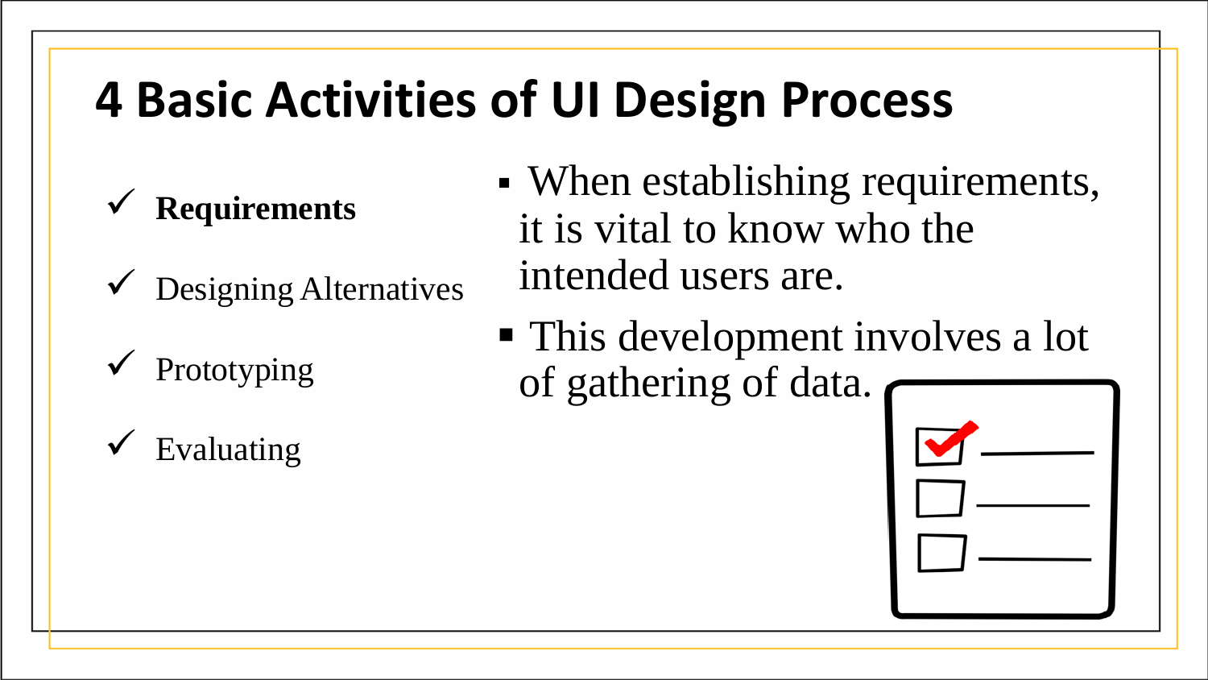# 4 Basic Activities of UI Design Process

- ✓ **Requirements**
- ✓ Designing Alternatives
- ✓ Prototyping
- ✓ Evaluating

- When establishing requirements, it is vital to know who the intended users are.
- This development involves a lot of gathering of data.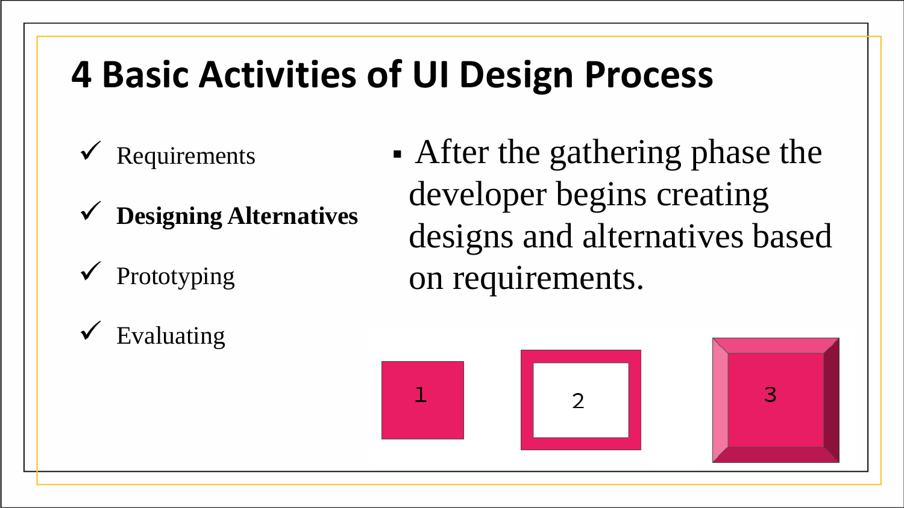# 4 Basic Activities of UI Design Process

- ✓ Requirements
- ✓ **Designing Alternatives**
- ✓ Prototyping
- ✓ Evaluating

- After the gathering phase the developer begins creating designs and alternatives based on requirements.

1

2

3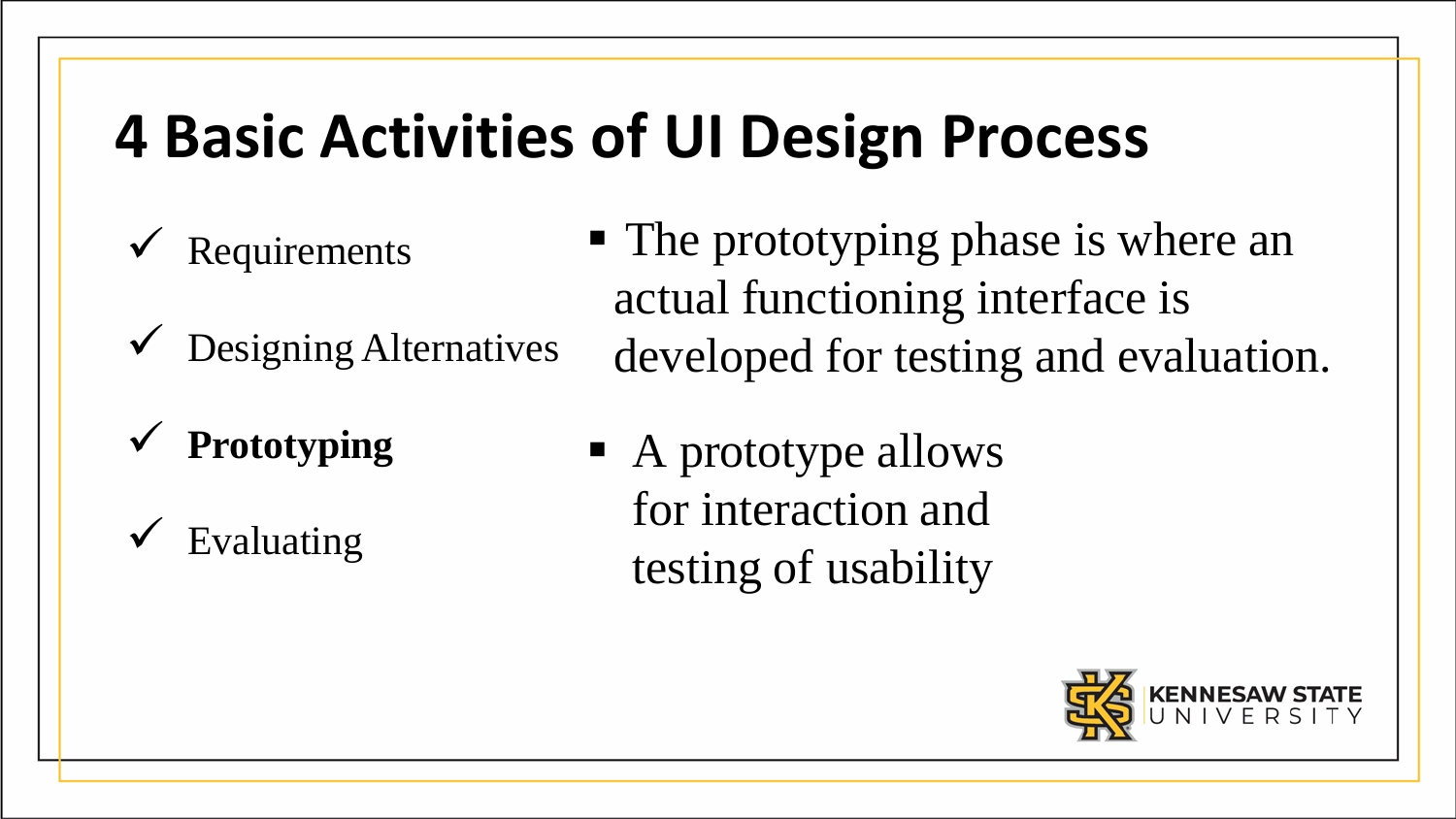# 4 Basic Activities of UI Design Process

- ✓ Requirements
- ✓ Designing Alternatives
- ✓ **Prototyping**
- ✓ Evaluating

- The prototyping phase is where an actual functioning interface is developed for testing and evaluation.
- A prototype allows for interaction and testing of usability

KENNESAW STATE UNIVERSITY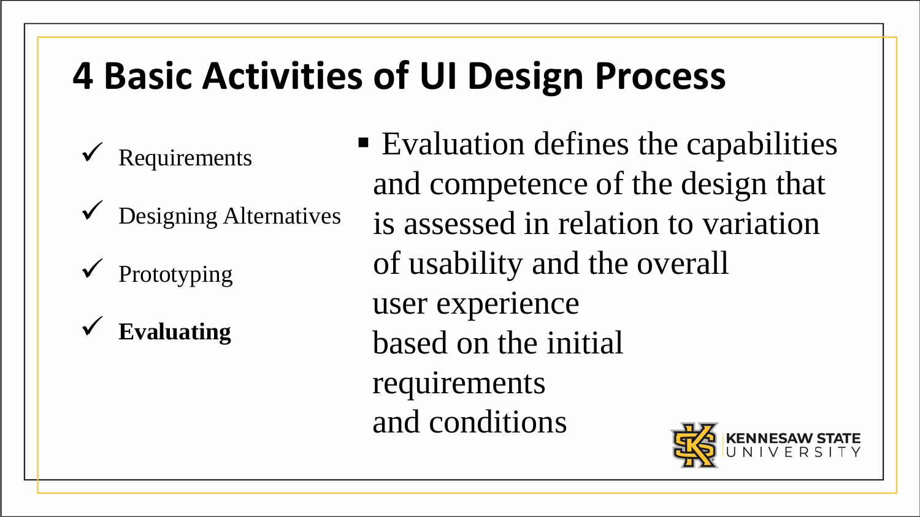# 4 Basic Activities of UI Design Process

- ✓ Requirements
- ✓ Designing Alternatives
- ✓ Prototyping
- ✓ **Evaluating**

- Evaluation defines the capabilities and competence of the design that is assessed in relation to variation of usability and the overall user experience based on the initial requirements and conditions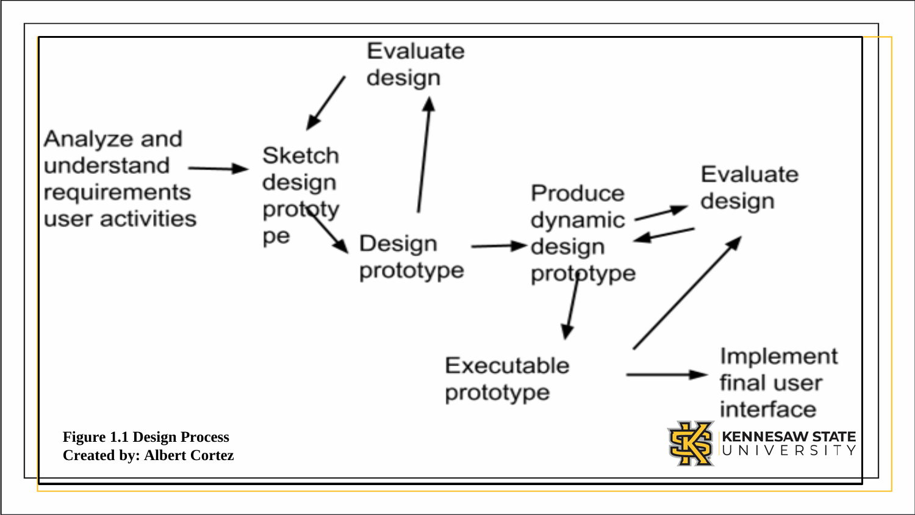Evaluate design

Analyze and understand requirements user activities

Sketch design prototy pe

Design prototype

Produce dynamic design prototype

Evaluate design

Executable prototype

Implement final user interface

**Figure 1.1 Design Process**
**Created by: Albert Cortez**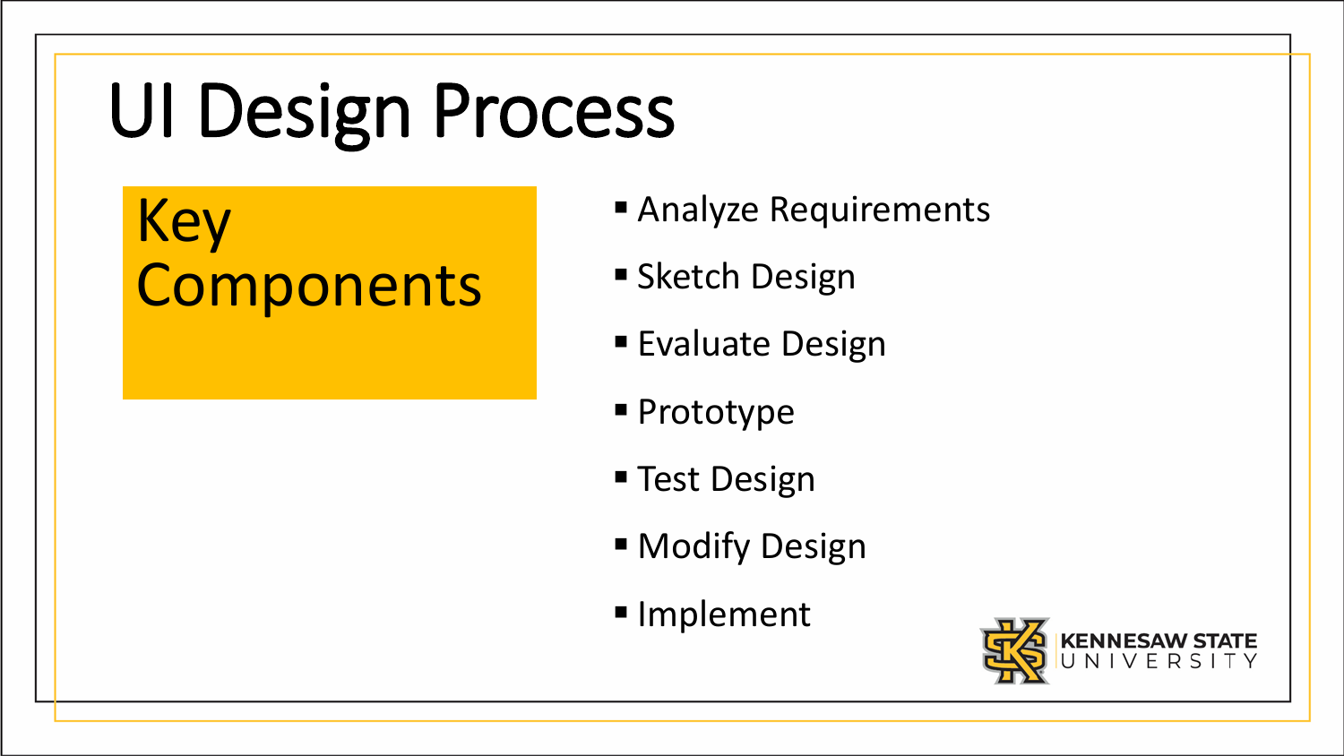# UI Design Process

## Key Components

- Analyze Requirements
- Sketch Design
- Evaluate Design
- Prototype
- Test Design
- Modify Design
- Implement

KENNESAW STATE UNIVERSITY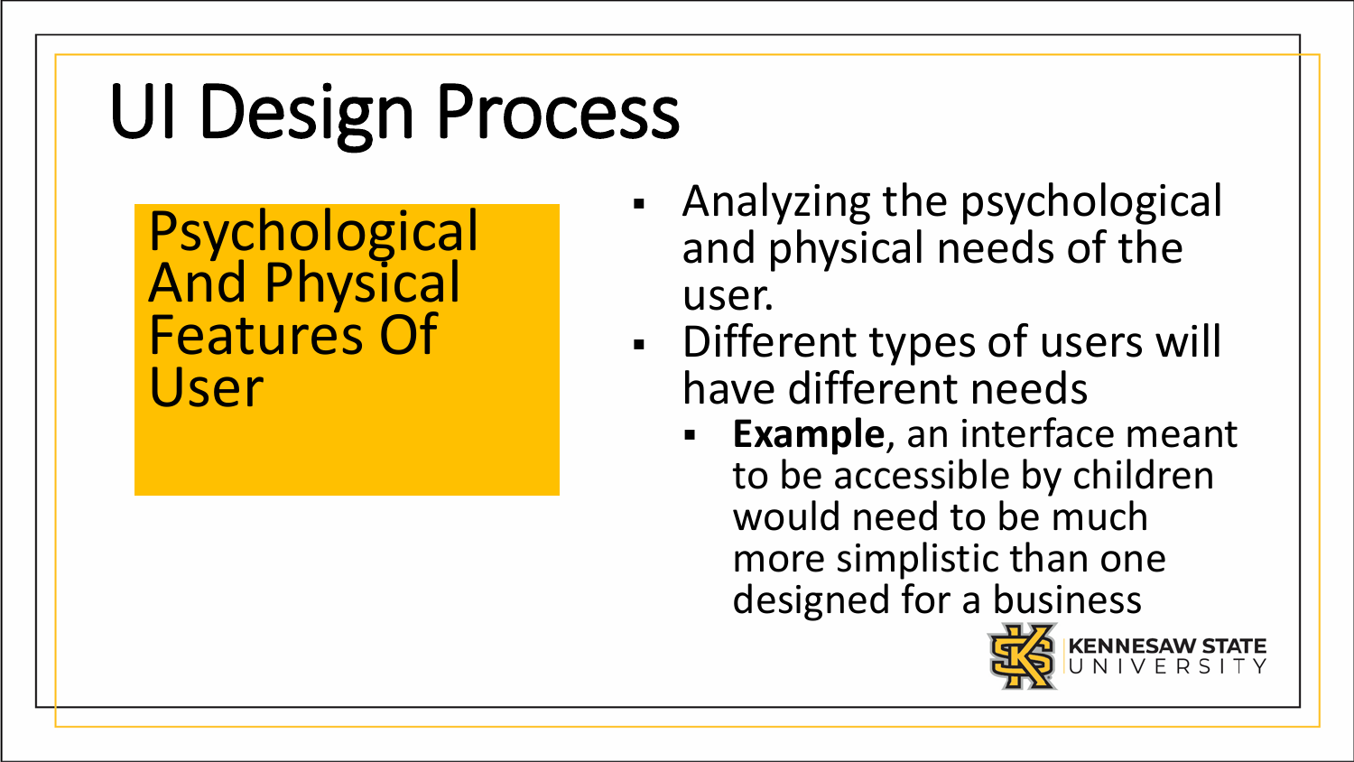# UI Design Process

## Psychological And Physical Features Of User

- Analyzing the psychological and physical needs of the user.
- Different types of users will have different needs
  - **Example**, an interface meant to be accessible by children would need to be much more simplistic than one designed for a business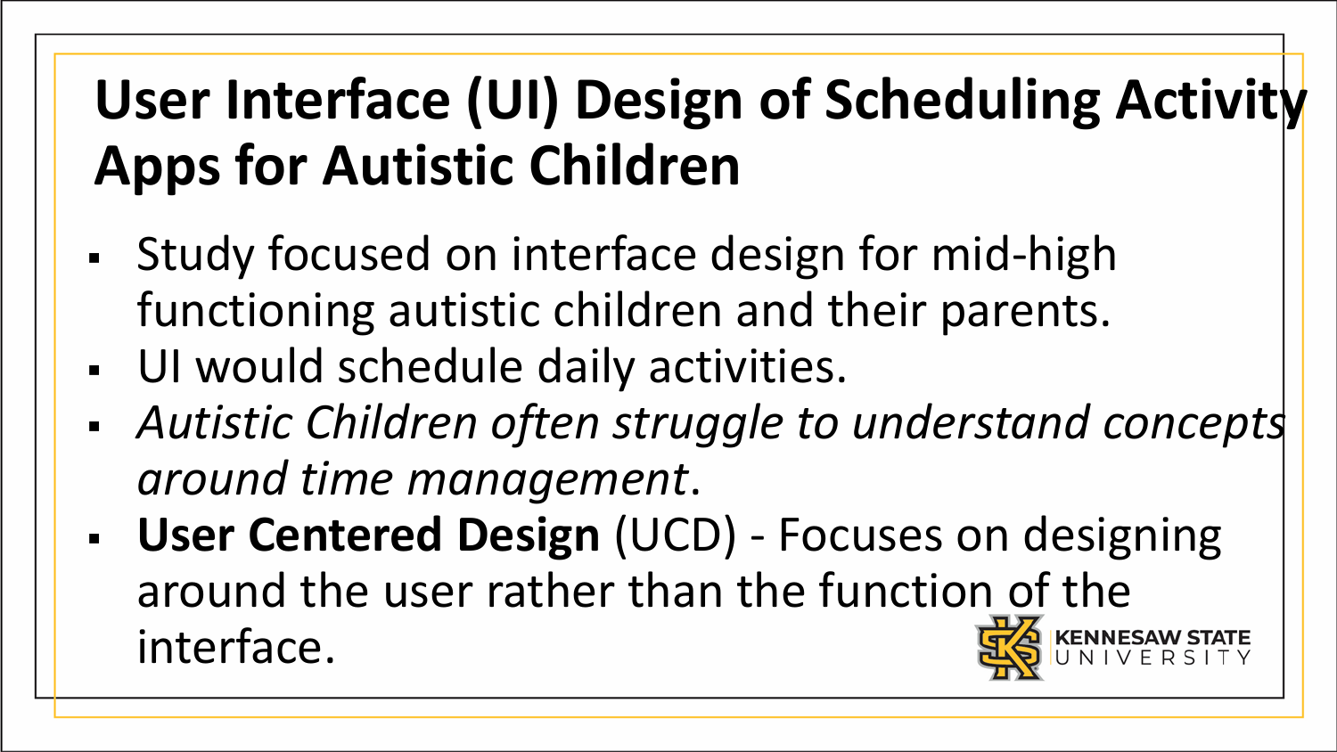# User Interface (UI) Design of Scheduling Activity Apps for Autistic Children

- Study focused on interface design for mid-high functioning autistic children and their parents.
- UI would schedule daily activities.
- *Autistic Children often struggle to understand concepts around time management*.
- **User Centered Design** (UCD) - Focuses on designing around the user rather than the function of the interface.

KENNESAW STATE UNIVERSITY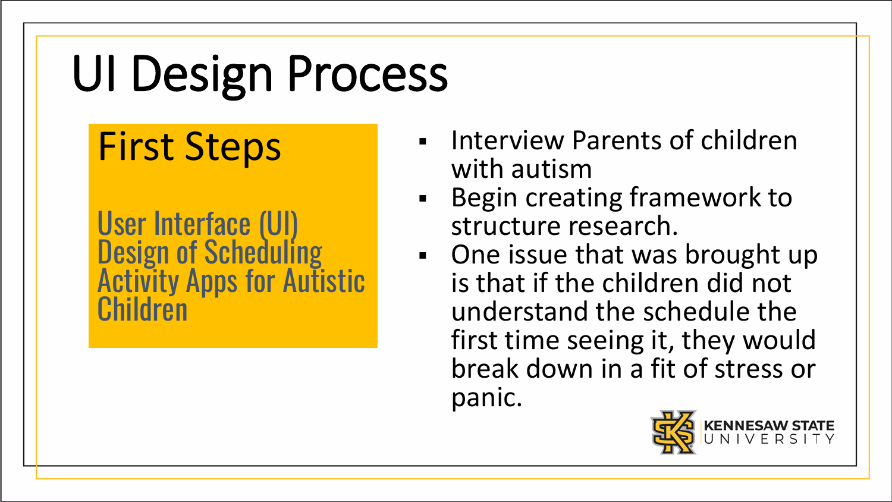# UI Design Process

## First Steps

User Interface (UI) Design of Scheduling Activity Apps for Autistic Children

- Interview Parents of children with autism
- Begin creating framework to structure research.
- One issue that was brought up is that if the children did not understand the schedule the first time seeing it, they would break down in a fit of stress or panic.

KENNESAW STATE UNIVERSITY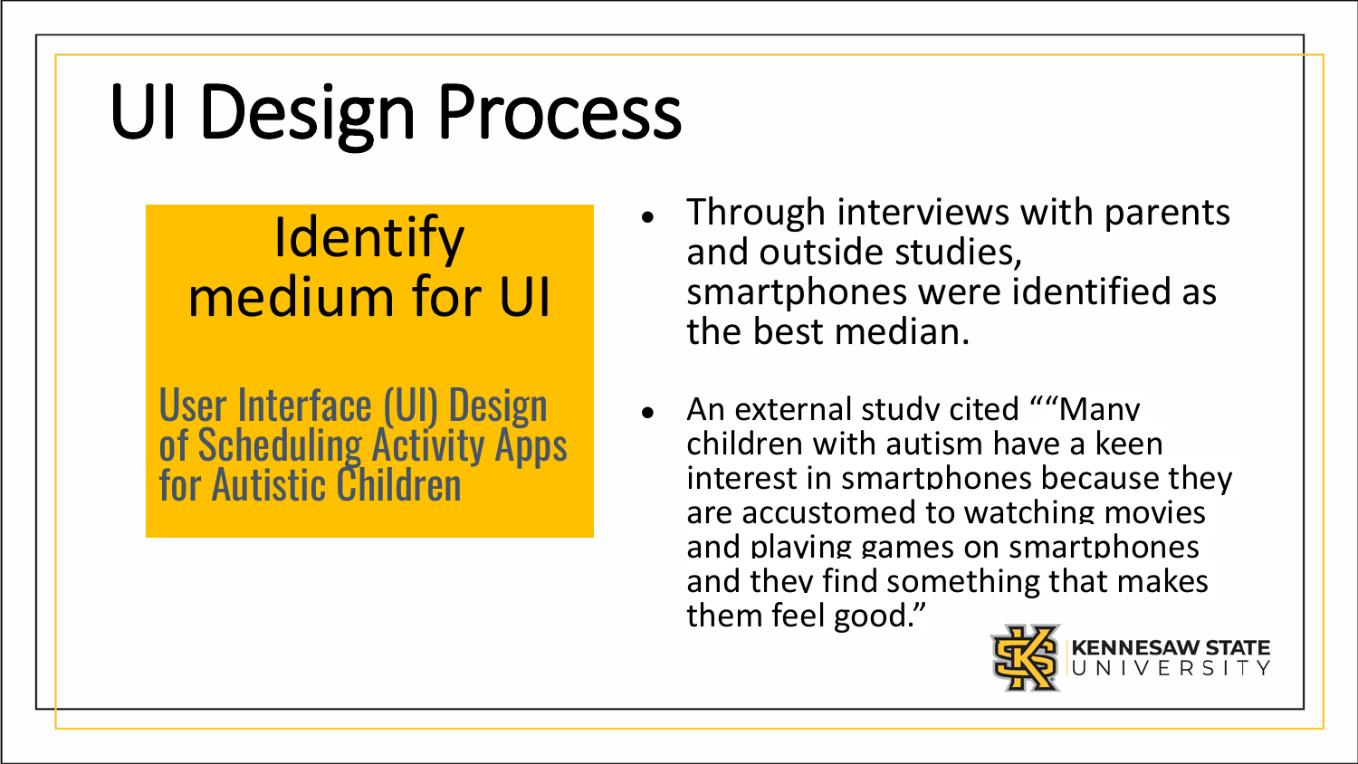# UI Design Process

## Identify medium for UI

User Interface (UI) Design of Scheduling Activity Apps for Autistic Children

- Through interviews with parents and outside studies, smartphones were identified as the best median.
- An external study cited ""Many children with autism have a keen interest in smartphones because they are accustomed to watching movies and playing games on smartphones and they find something that makes them feel good."

KENNESAW STATE UNIVERSITY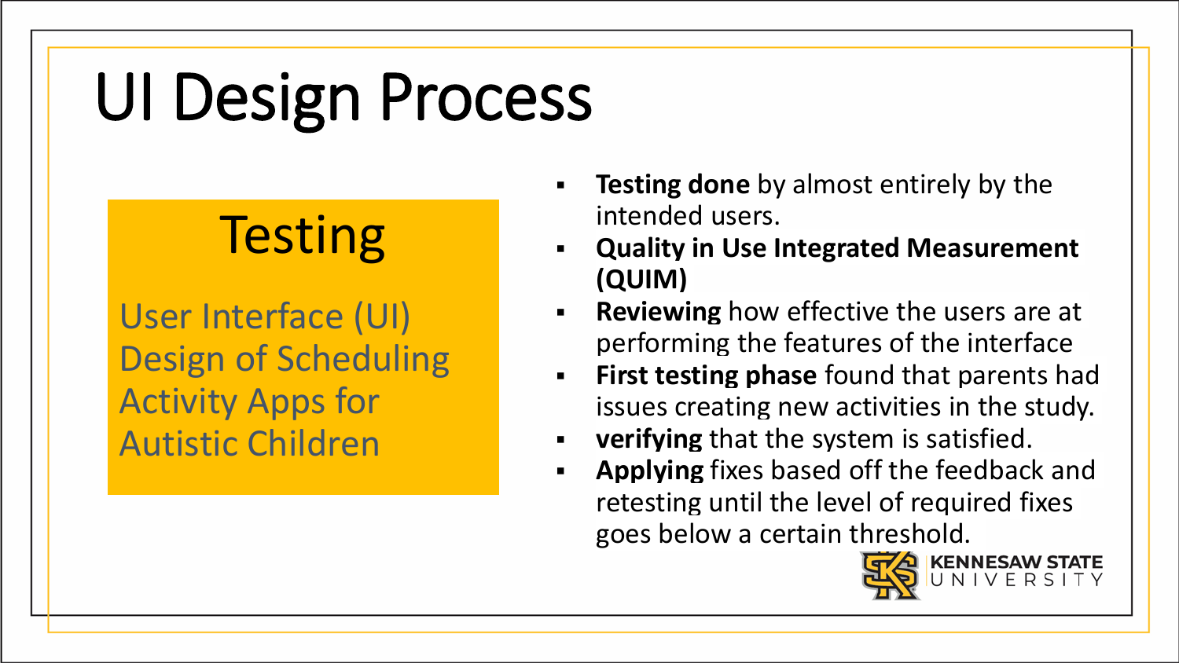# UI Design Process

## Testing

User Interface (UI) Design of Scheduling Activity Apps for Autistic Children

- **Testing done** by almost entirely by the intended users.
- **Quality in Use Integrated Measurement (QUIM)**
- **Reviewing** how effective the users are at performing the features of the interface
- **First testing phase** found that parents had issues creating new activities in the study.
- **verifying** that the system is satisfied.
- **Applying** fixes based off the feedback and retesting until the level of required fixes goes below a certain threshold.

KENNESAW STATE UNIVERSITY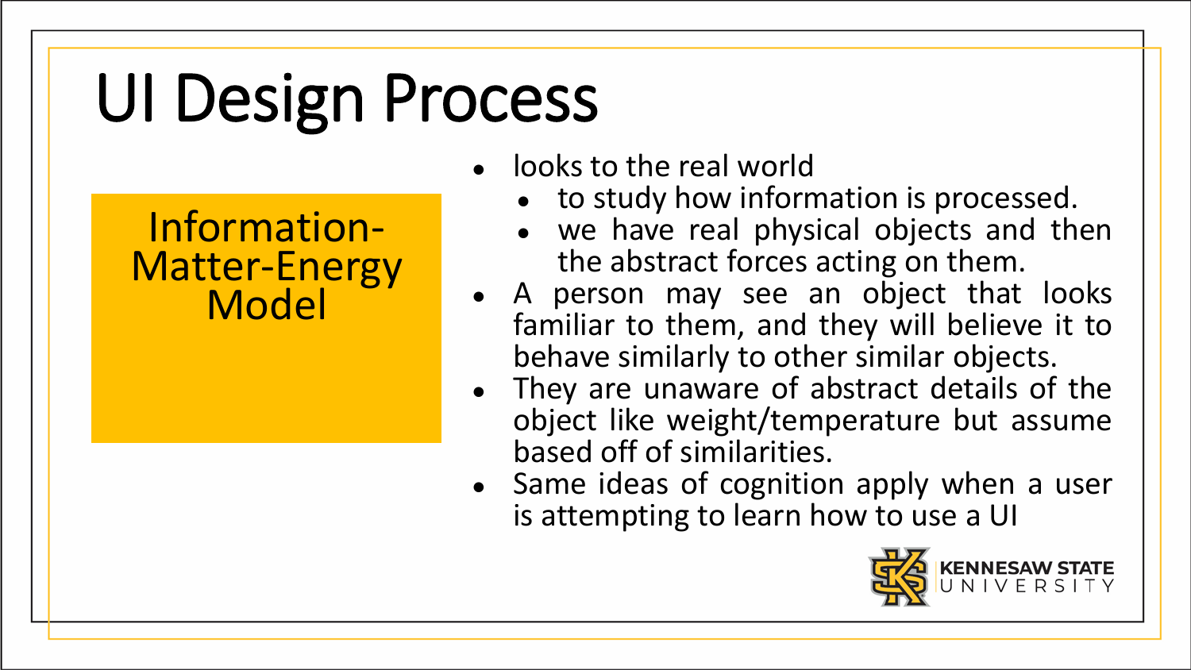# UI Design Process

## Information-Matter-Energy Model

- looks to the real world
  - to study how information is processed.
  - we have real physical objects and then the abstract forces acting on them.
- A person may see an object that looks familiar to them, and they will believe it to behave similarly to other similar objects.
- They are unaware of abstract details of the object like weight/temperature but assume based off of similarities.
- Same ideas of cognition apply when a user is attempting to learn how to use a UI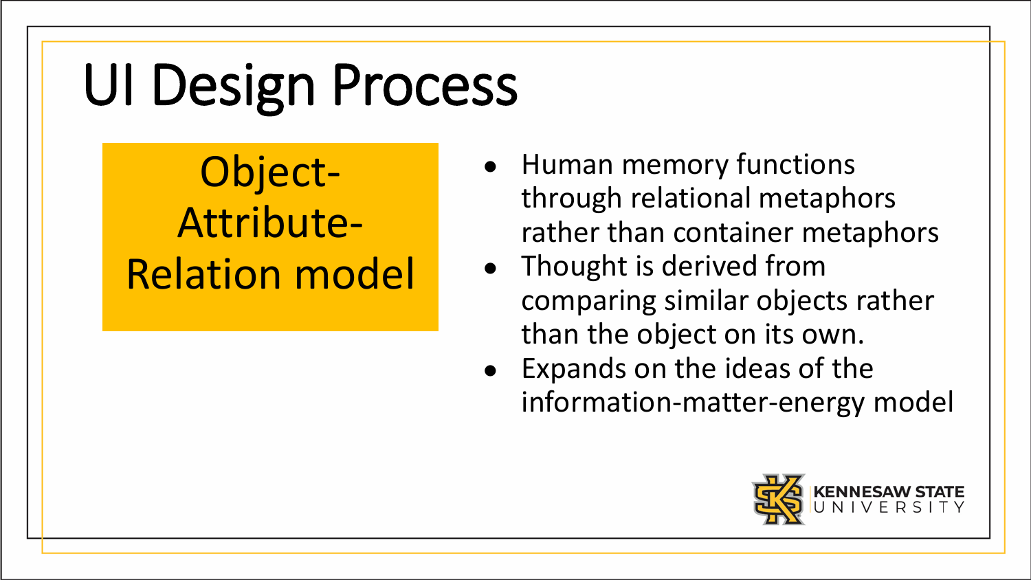# UI Design Process

## Object-Attribute-Relation model

- Human memory functions through relational metaphors rather than container metaphors
- Thought is derived from comparing similar objects rather than the object on its own.
- Expands on the ideas of the information-matter-energy model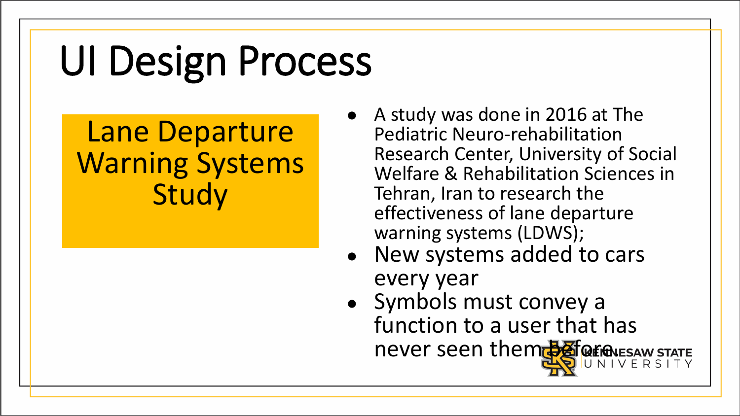# UI Design Process

## Lane Departure Warning Systems Study

- A study was done in 2016 at The Pediatric Neuro-rehabilitation Research Center, University of Social Welfare & Rehabilitation Sciences in Tehran, Iran to research the effectiveness of lane departure warning systems (LDWS);
- New systems added to cars every year
- Symbols must convey a function to a user that has never seen them before.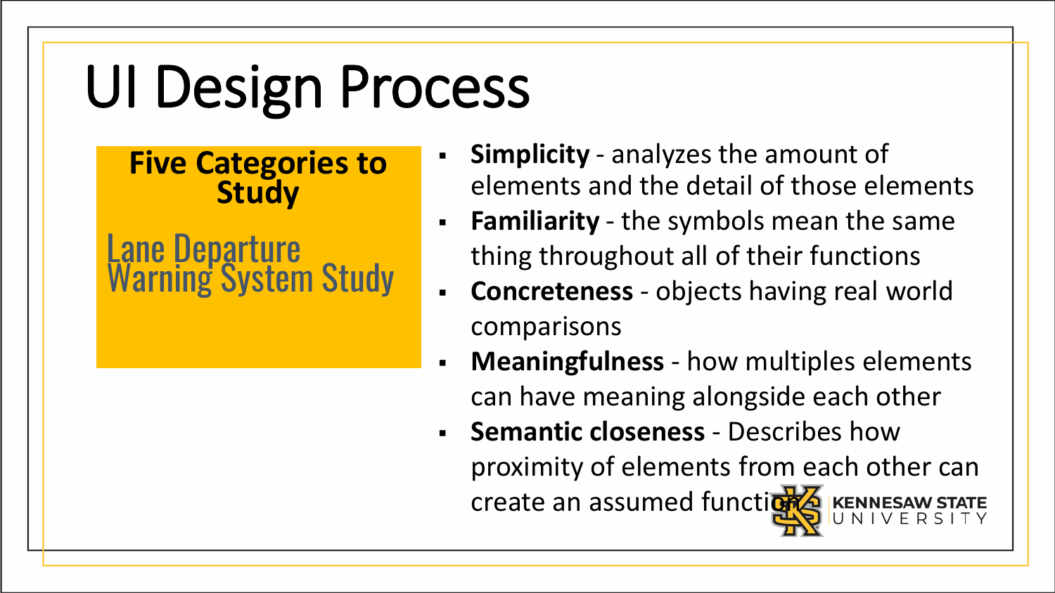# UI Design Process

**Five Categories to Study**

Lane Departure Warning System Study

- **Simplicity** - analyzes the amount of elements and the detail of those elements
- **Familiarity** - the symbols mean the same thing throughout all of their functions
- **Concreteness** - objects having real world comparisons
- **Meaningfulness** - how multiples elements can have meaning alongside each other
- **Semantic closeness** - Describes how proximity of elements from each other can create an assumed function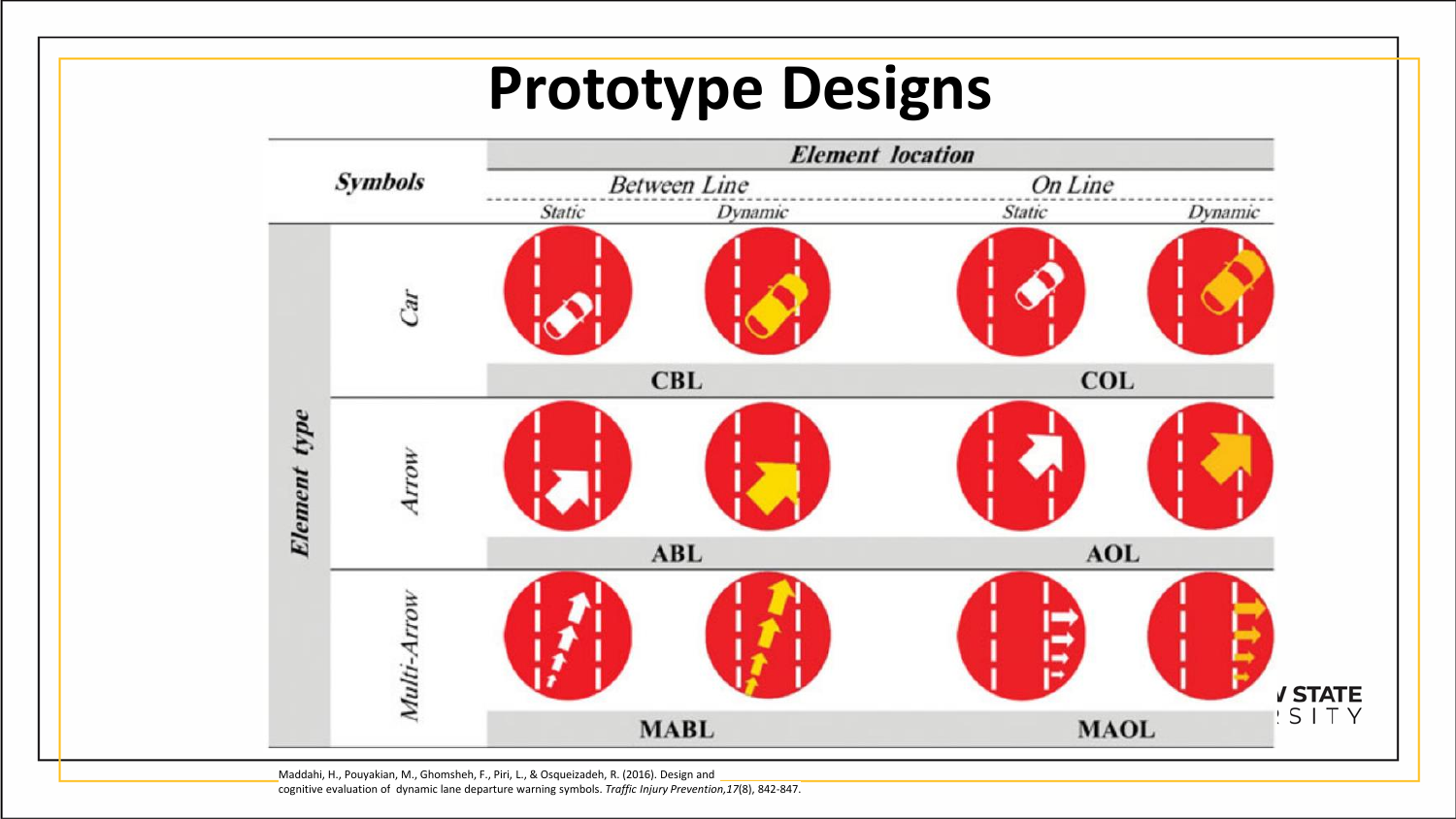# Prototype Designs

| Symbols | | Element location | | | |
|---|---|---|---|---|---|
| | | Between Line | | On Line | |
| | | Static | Dynamic | Static | Dynamic |
| Element type | Car | | | | |
| | | CBL | | COL | |
| | Arrow | | | | |
| | | ABL | | AOL | |
| | Multi-Arrow | | | | |
| | | MABL | | MAOL | |

Maddahi, H., Pouyakian, M., Ghomsheh, F., Piri, L., & Osqueizadeh, R. (2016). Design and cognitive evaluation of dynamic lane departure warning symbols. *Traffic Injury Prevention,17*(8), 842-847.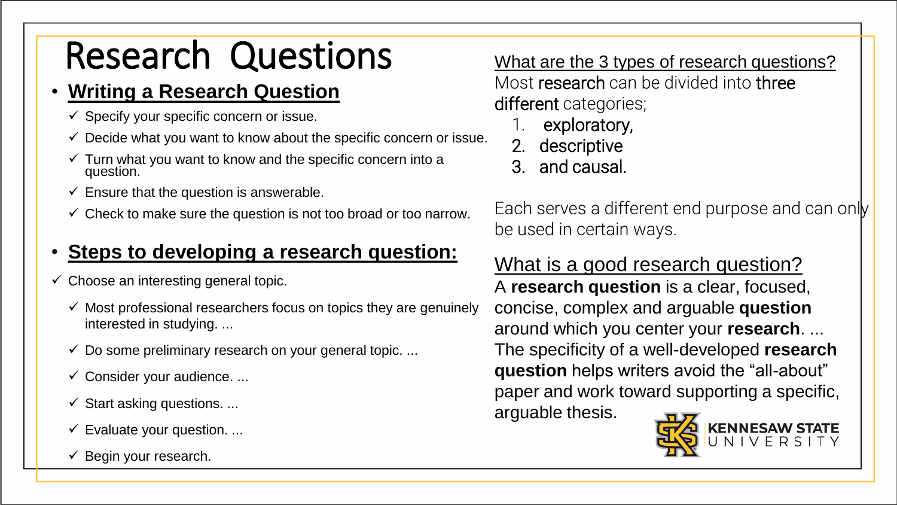# Research Questions

- **Writing a Research Question**
  - ✓ Specify your specific concern or issue.
  - ✓ Decide what you want to know about the specific concern or issue.
  - ✓ Turn what you want to know and the specific concern into a question.
  - ✓ Ensure that the question is answerable.
  - ✓ Check to make sure the question is not too broad or too narrow.

- **Steps to developing a research question:**

✓ Choose an interesting general topic.

- ✓ Most professional researchers focus on topics they are genuinely interested in studying. ...
- ✓ Do some preliminary research on your general topic. ...
- ✓ Consider your audience. ...
- ✓ Start asking questions. ...
- ✓ Evaluate your question. ...
- ✓ Begin your research.

What are the 3 types of research questions?

Most research can be divided into three different categories;

1. exploratory,
2. descriptive
3. and causal.

Each serves a different end purpose and can only be used in certain ways.

What is a good research question?

A **research question** is a clear, focused, concise, complex and arguable **question** around which you center your **research**. ... The specificity of a well-developed **research question** helps writers avoid the "all-about" paper and work toward supporting a specific, arguable thesis.

KENNESAW STATE UNIVERSITY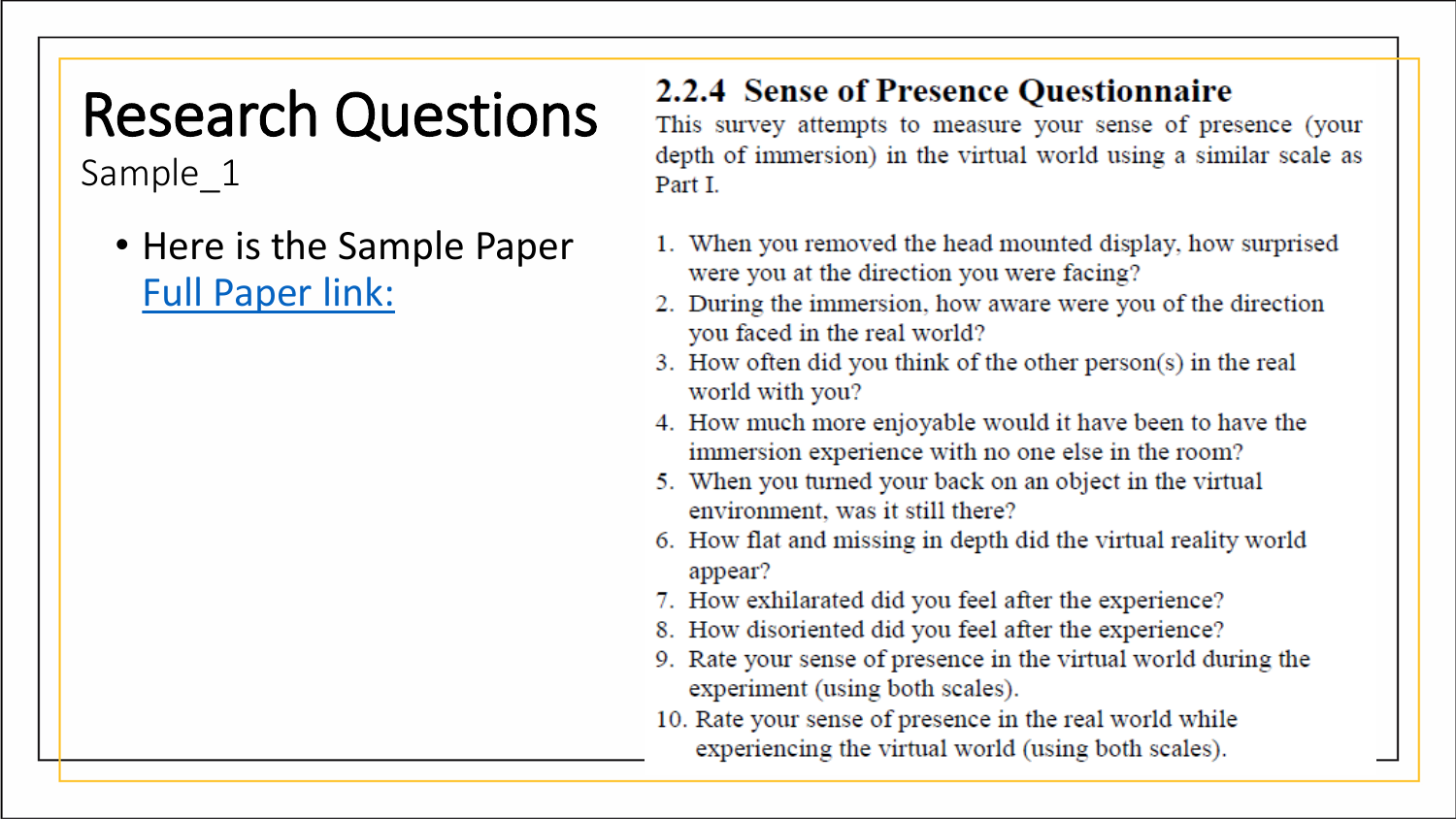# Research Questions

Sample_1

- Here is the Sample Paper
  Full Paper link:

### 2.2.4 Sense of Presence Questionnaire

This survey attempts to measure your sense of presence (your depth of immersion) in the virtual world using a similar scale as Part I.

1. When you removed the head mounted display, how surprised were you at the direction you were facing?
2. During the immersion, how aware were you of the direction you faced in the real world?
3. How often did you think of the other person(s) in the real world with you?
4. How much more enjoyable would it have been to have the immersion experience with no one else in the room?
5. When you turned your back on an object in the virtual environment, was it still there?
6. How flat and missing in depth did the virtual reality world appear?
7. How exhilarated did you feel after the experience?
8. How disoriented did you feel after the experience?
9. Rate your sense of presence in the virtual world during the experiment (using both scales).
10. Rate your sense of presence in the real world while experiencing the virtual world (using both scales).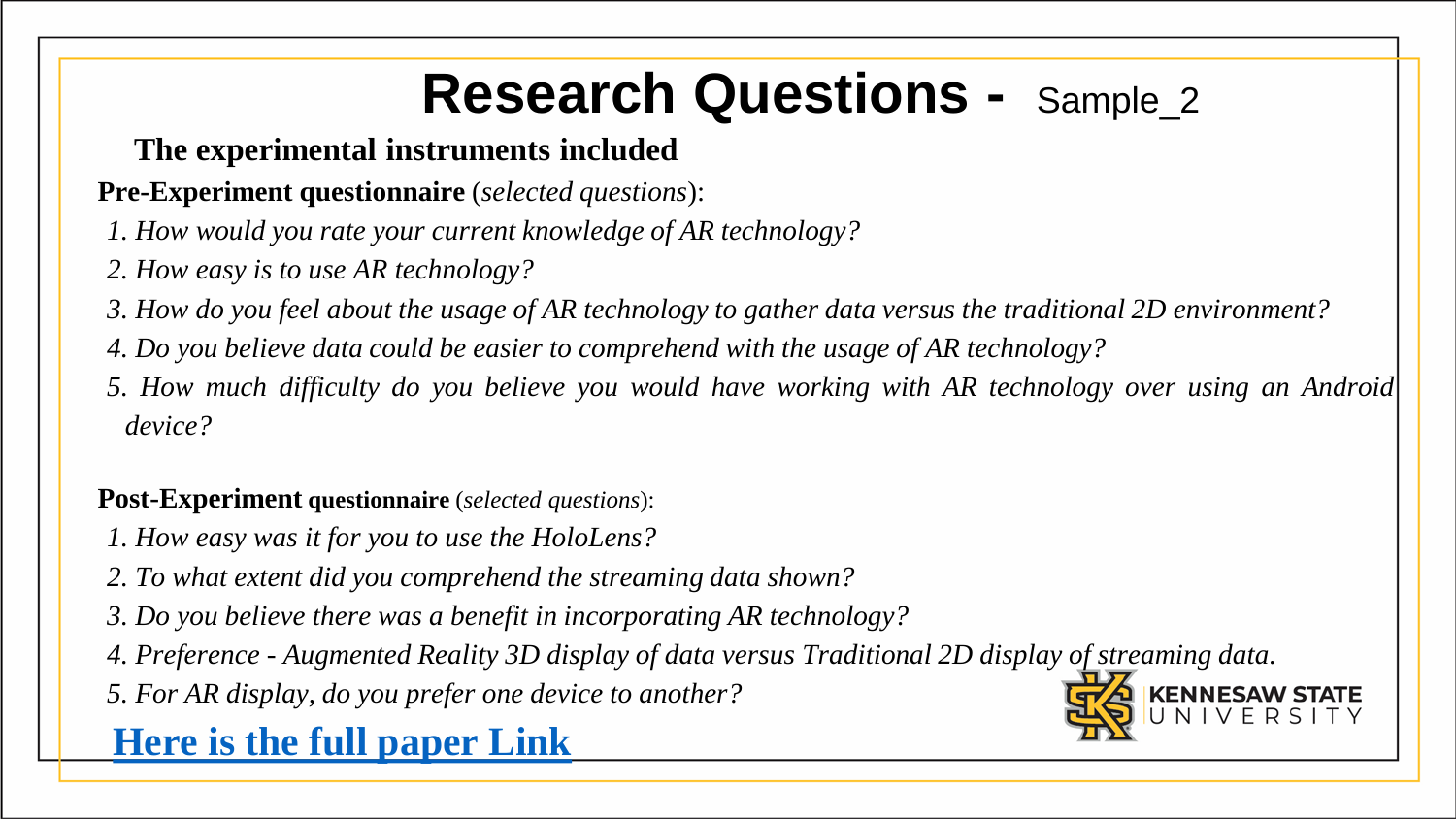# Research Questions - Sample_2

**The experimental instruments included**

**Pre-Experiment questionnaire** (*selected questions*):

1. *How would you rate your current knowledge of AR technology?*
2. *How easy is to use AR technology?*
3. *How do you feel about the usage of AR technology to gather data versus the traditional 2D environment?*
4. *Do you believe data could be easier to comprehend with the usage of AR technology?*
5. *How much difficulty do you believe you would have working with AR technology over using an Android device?*

**Post-Experiment questionnaire** (*selected questions*):

1. *How easy was it for you to use the HoloLens?*
2. *To what extent did you comprehend the streaming data shown?*
3. *Do you believe there was a benefit in incorporating AR technology?*
4. *Preference - Augmented Reality 3D display of data versus Traditional 2D display of streaming data.*
5. *For AR display, do you prefer one device to another?*

**Here is the full paper Link**

KENNESAW STATE UNIVERSITY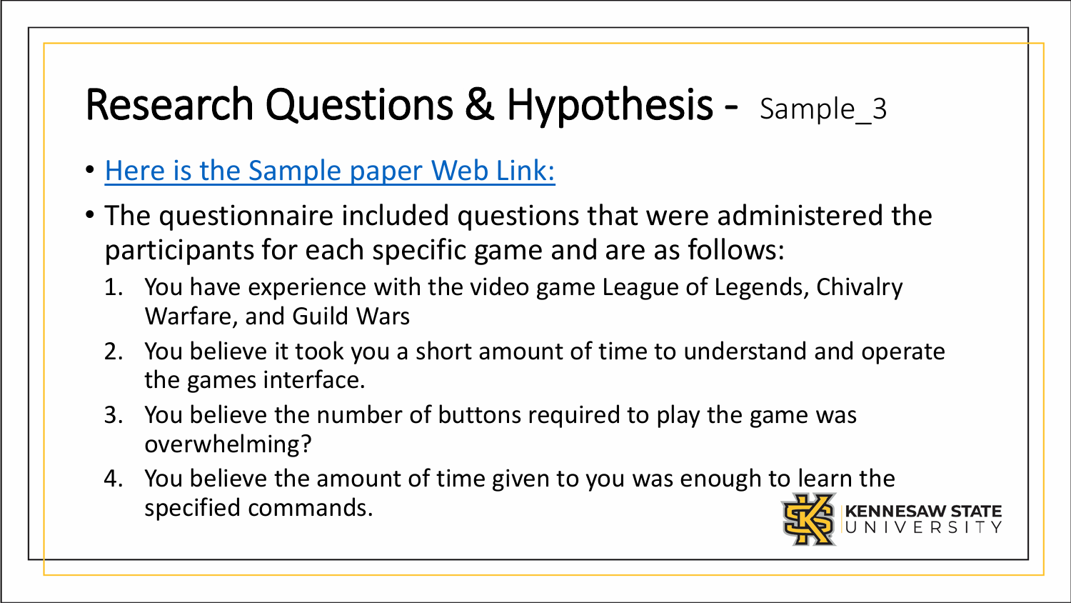# Research Questions & Hypothesis - Sample_3

- Here is the Sample paper Web Link:
- The questionnaire included questions that were administered the participants for each specific game and are as follows:
  1. You have experience with the video game League of Legends, Chivalry Warfare, and Guild Wars
  2. You believe it took you a short amount of time to understand and operate the games interface.
  3. You believe the number of buttons required to play the game was overwhelming?
  4. You believe the amount of time given to you was enough to learn the specified commands.

KENNESAW STATE UNIVERSITY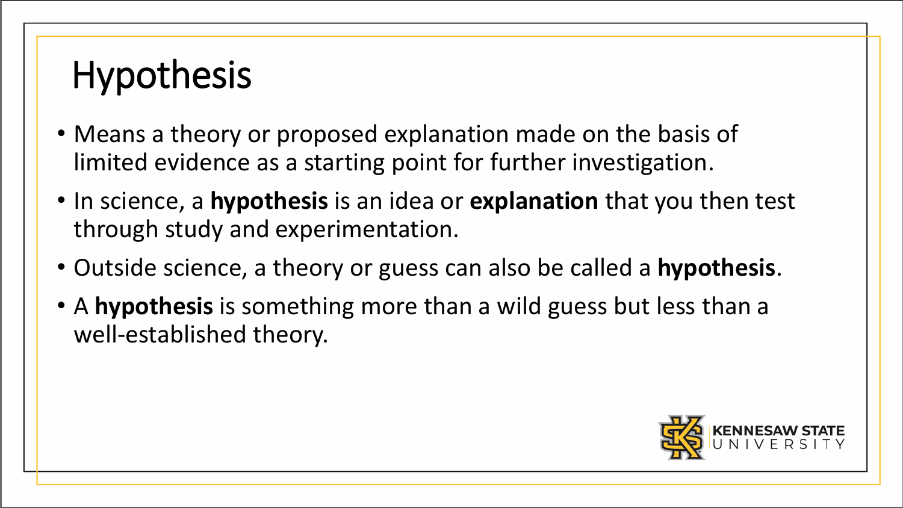# Hypothesis

- Means a theory or proposed explanation made on the basis of limited evidence as a starting point for further investigation.
- In science, a **hypothesis** is an idea or **explanation** that you then test through study and experimentation.
- Outside science, a theory or guess can also be called a **hypothesis**.
- A **hypothesis** is something more than a wild guess but less than a well-established theory.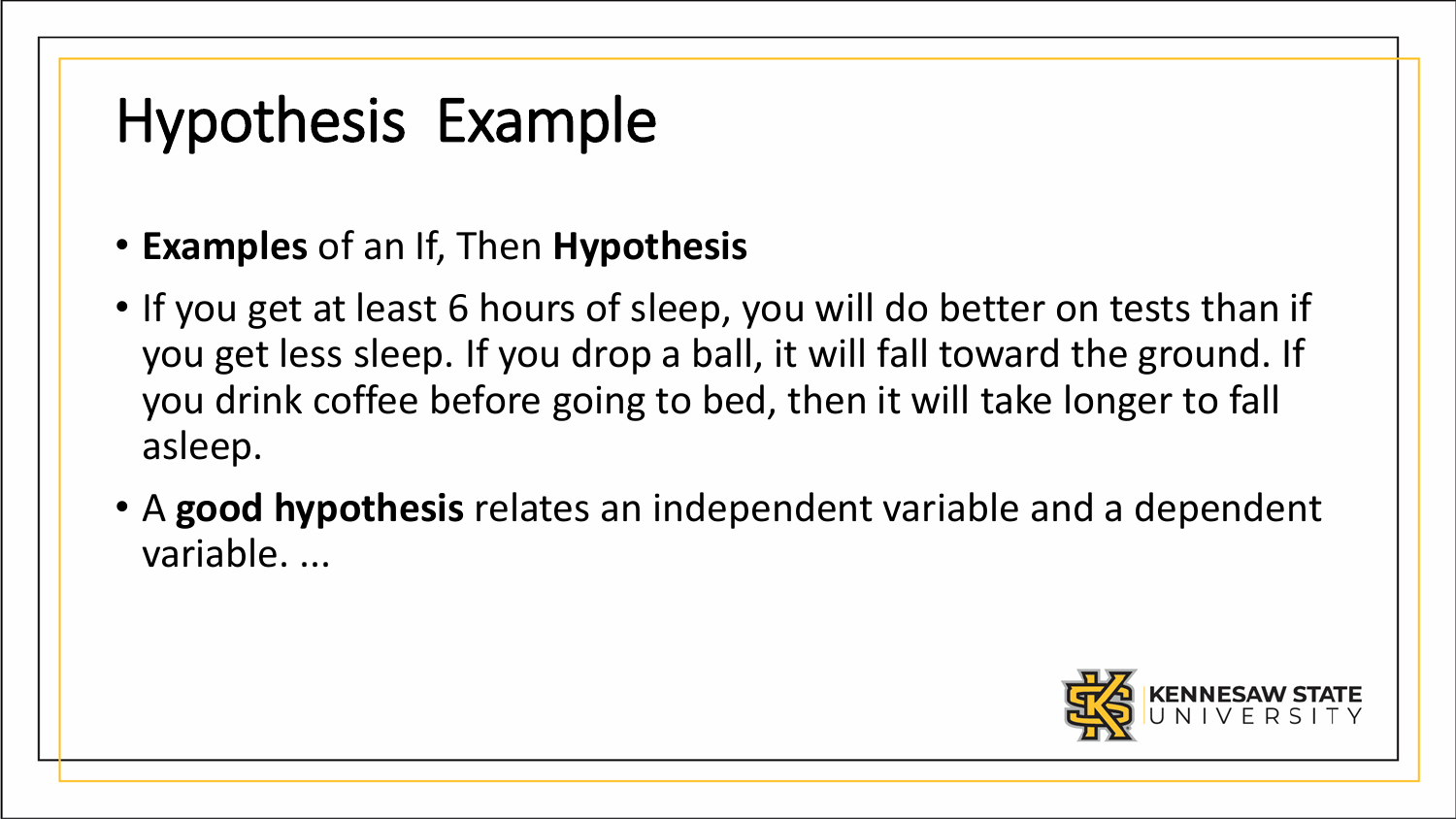# Hypothesis Example

- **Examples** of an If, Then **Hypothesis**
- If you get at least 6 hours of sleep, you will do better on tests than if you get less sleep. If you drop a ball, it will fall toward the ground. If you drink coffee before going to bed, then it will take longer to fall asleep.
- A **good hypothesis** relates an independent variable and a dependent variable. ...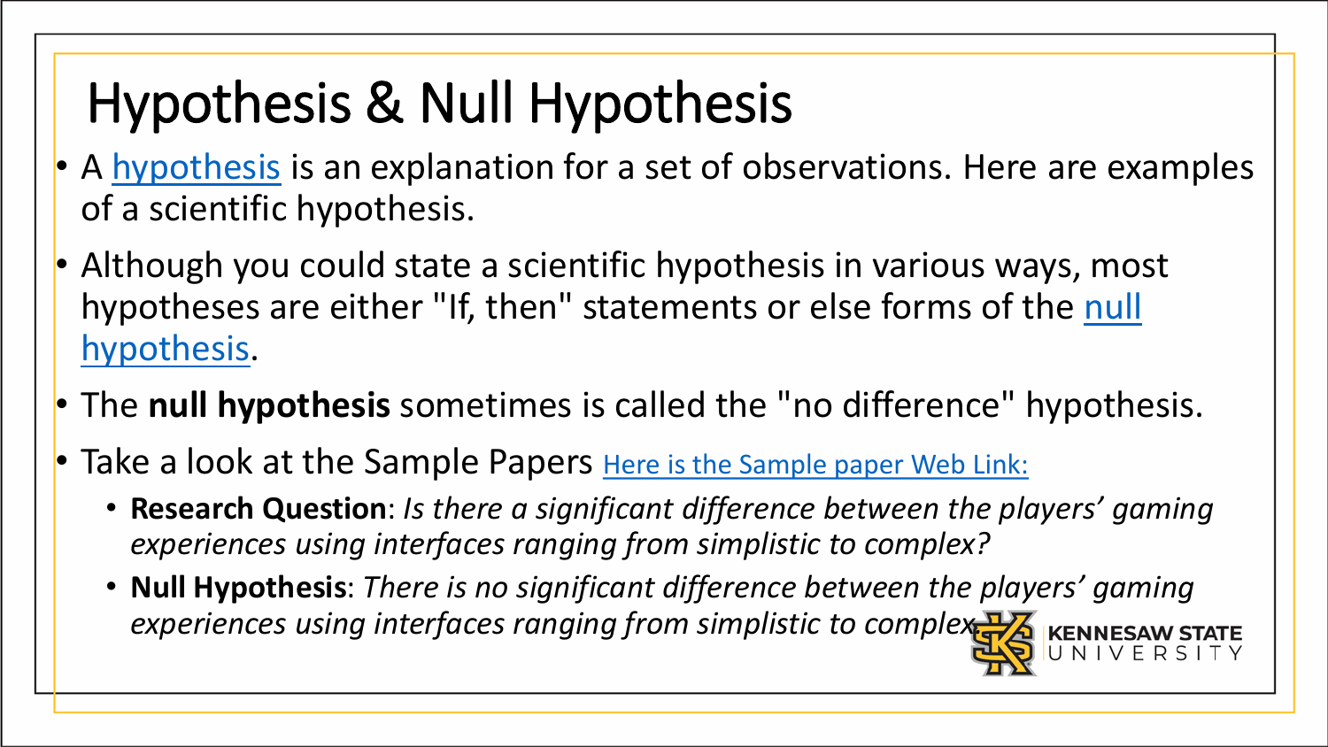# Hypothesis & Null Hypothesis

- A hypothesis is an explanation for a set of observations. Here are examples of a scientific hypothesis.
- Although you could state a scientific hypothesis in various ways, most hypotheses are either "If, then" statements or else forms of the null hypothesis.
- The **null hypothesis** sometimes is called the "no difference" hypothesis.
- Take a look at the Sample Papers Here is the Sample paper Web Link:
  - **Research Question**: *Is there a significant difference between the players' gaming experiences using interfaces ranging from simplistic to complex?*
  - **Null Hypothesis**: *There is no significant difference between the players' gaming experiences using interfaces ranging from simplistic to complex.*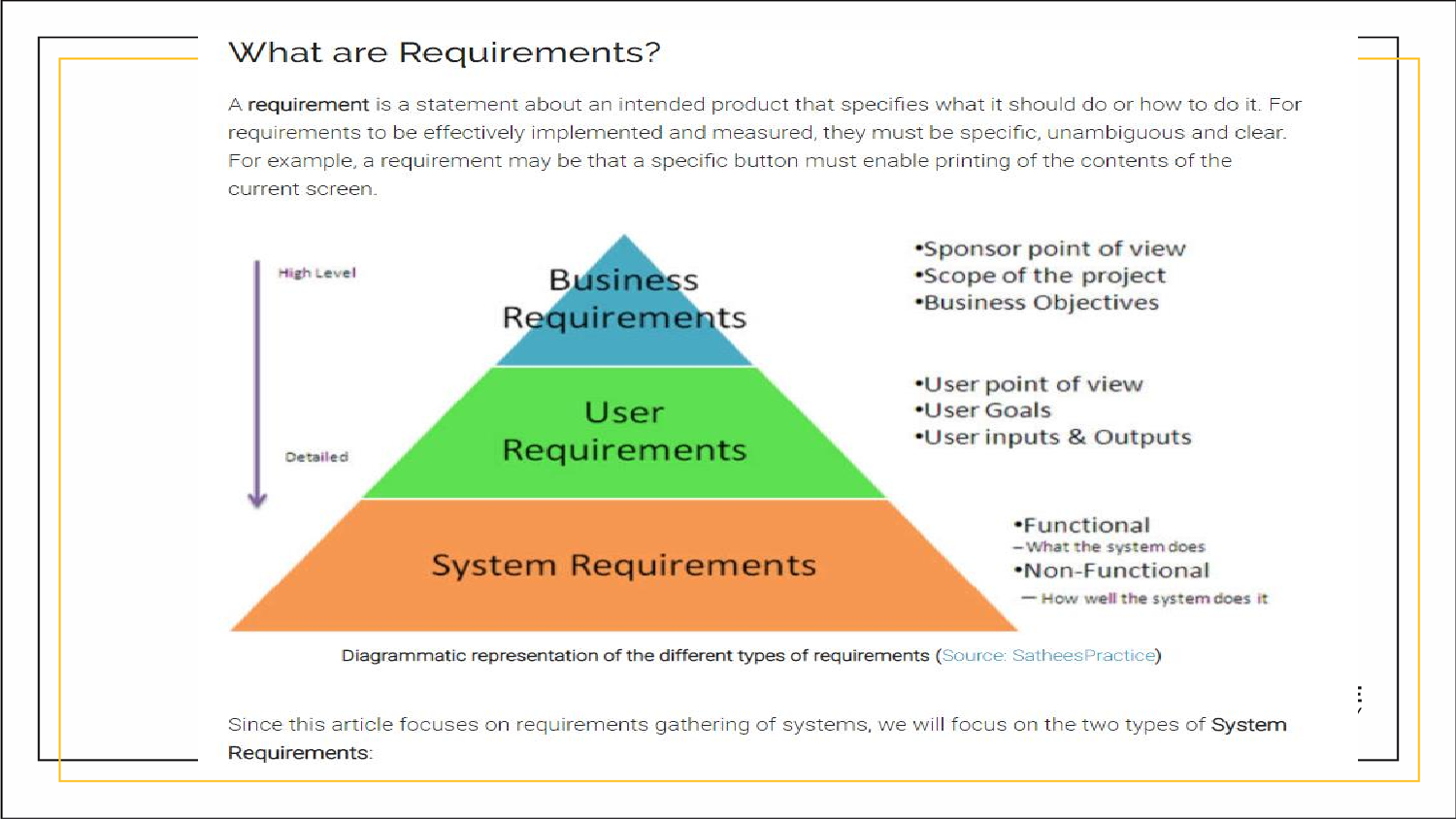# What are Requirements?

A **requirement** is a statement about an intended product that specifies what it should do or how to do it. For requirements to be effectively implemented and measured, they must be specific, unambiguous and clear. For example, a requirement may be that a specific button must enable printing of the contents of the current screen.

High Level → Detailed

**Business Requirements**
- Sponsor point of view
- Scope of the project
- Business Objectives

**User Requirements**
- User point of view
- User Goals
- User inputs & Outputs

**System Requirements**
- Functional
  - What the system does
- Non-Functional
  - How well the system does it

Diagrammatic representation of the different types of requirements (Source: SatheesPractice)

Since this article focuses on requirements gathering of systems, we will focus on the two types of **System Requirements**: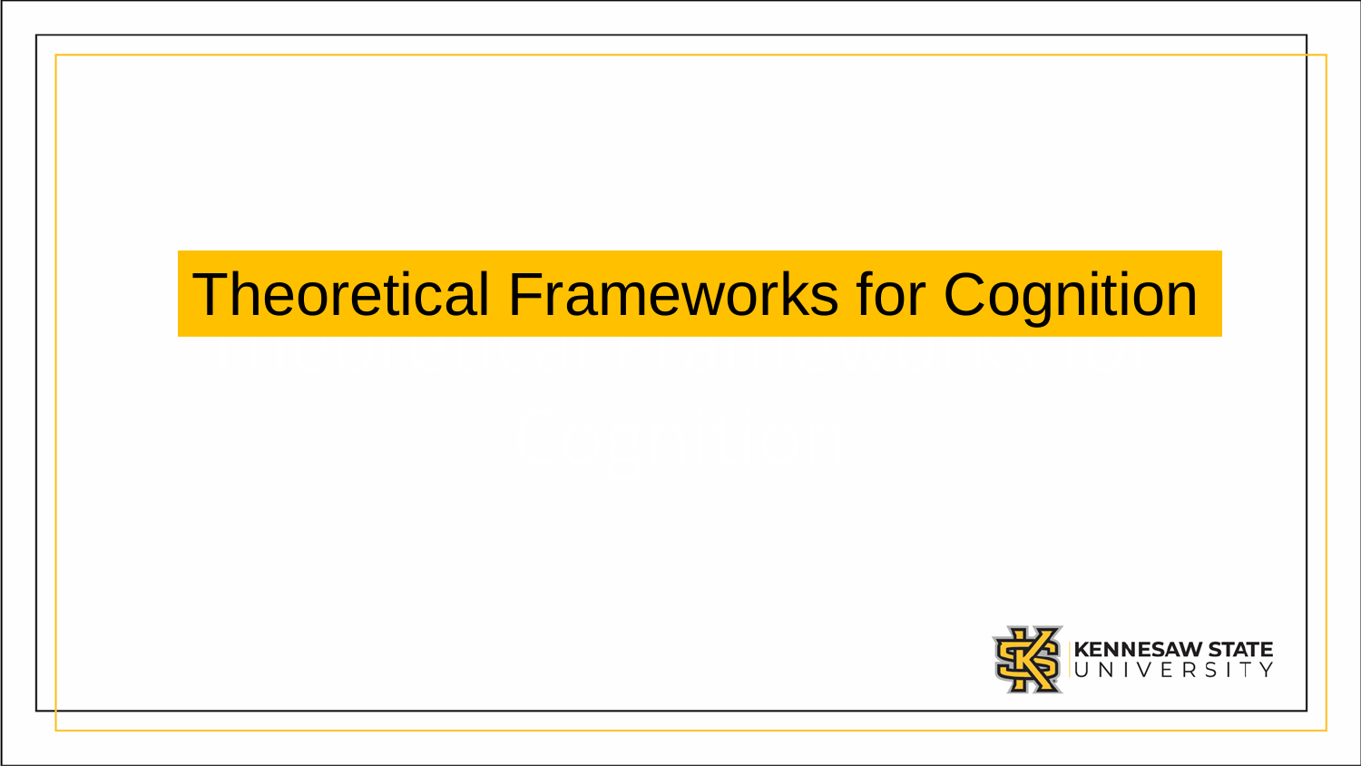# Theoretical Frameworks for Cognition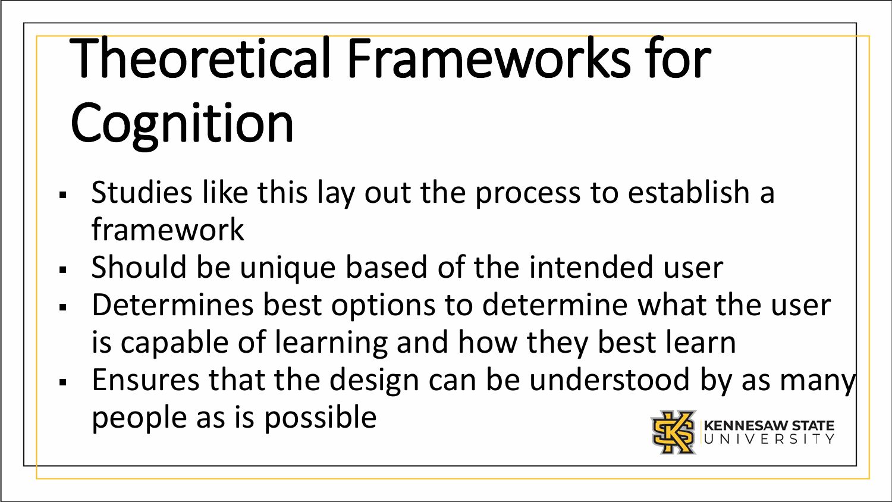# Theoretical Frameworks for Cognition

- Studies like this lay out the process to establish a framework
- Should be unique based of the intended user
- Determines best options to determine what the user is capable of learning and how they best learn
- Ensures that the design can be understood by as many people as is possible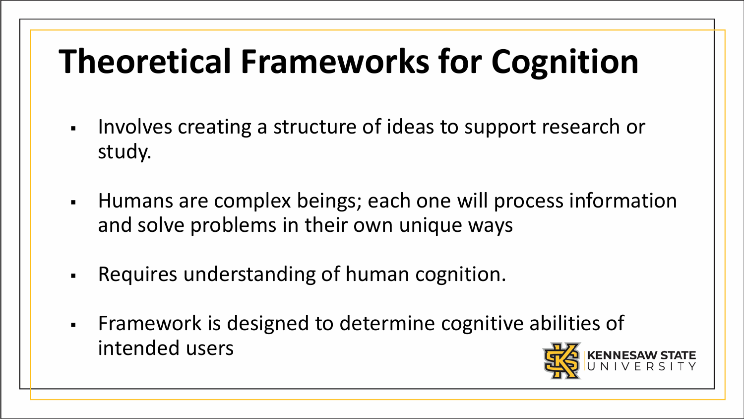# Theoretical Frameworks for Cognition

- Involves creating a structure of ideas to support research or study.
- Humans are complex beings; each one will process information and solve problems in their own unique ways
- Requires understanding of human cognition.
- Framework is designed to determine cognitive abilities of intended users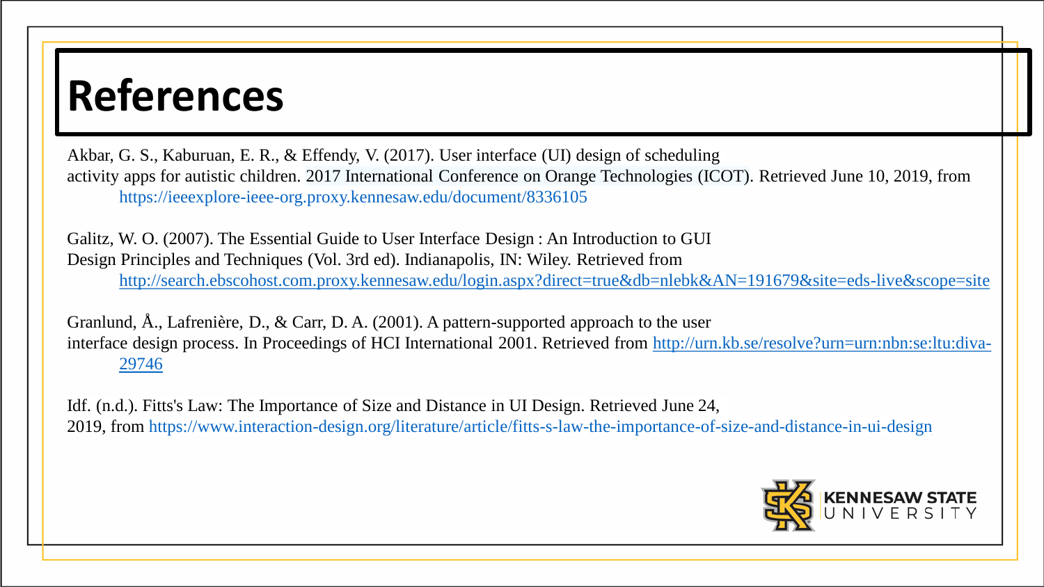# References

Akbar, G. S., Kaburuan, E. R., & Effendy, V. (2017). User interface (UI) design of scheduling activity apps for autistic children. 2017 International Conference on Orange Technologies (ICOT). Retrieved June 10, 2019, from https://ieeexplore-ieee-org.proxy.kennesaw.edu/document/8336105

Galitz, W. O. (2007). The Essential Guide to User Interface Design : An Introduction to GUI Design Principles and Techniques (Vol. 3rd ed). Indianapolis, IN: Wiley. Retrieved from http://search.ebscohost.com.proxy.kennesaw.edu/login.aspx?direct=true&db=nlebk&AN=191679&site=eds-live&scope=site

Granlund, Å., Lafrenière, D., & Carr, D. A. (2001). A pattern-supported approach to the user interface design process. In Proceedings of HCI International 2001. Retrieved from http://urn.kb.se/resolve?urn=urn:nbn:se:ltu:diva-29746

Idf. (n.d.). Fitts's Law: The Importance of Size and Distance in UI Design. Retrieved June 24, 2019, from https://www.interaction-design.org/literature/article/fitts-s-law-the-importance-of-size-and-distance-in-ui-design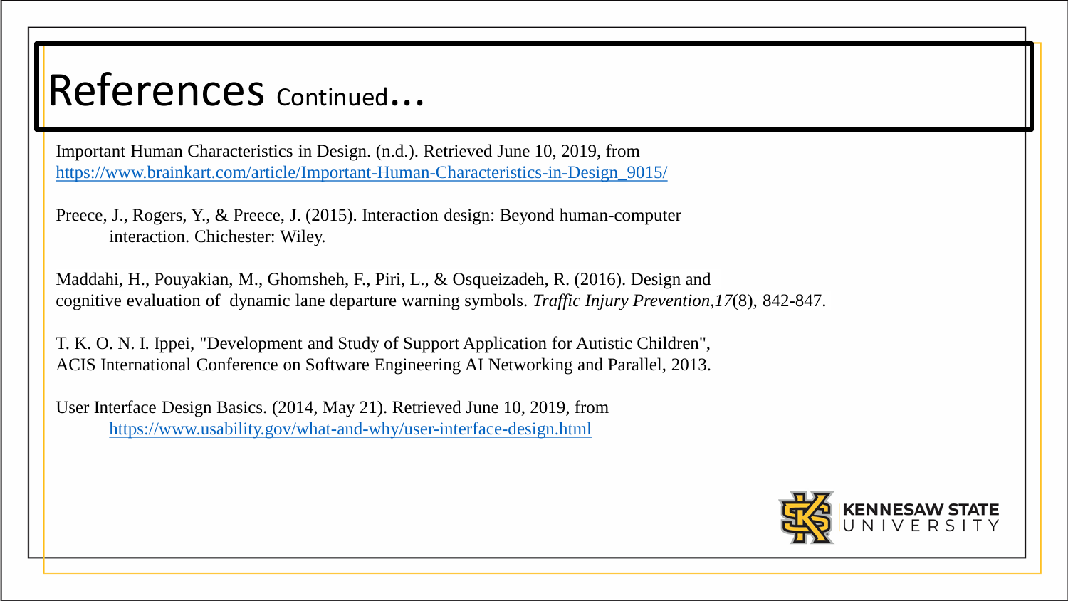# References Continued...

Important Human Characteristics in Design. (n.d.). Retrieved June 10, 2019, from https://www.brainkart.com/article/Important-Human-Characteristics-in-Design_9015/

Preece, J., Rogers, Y., & Preece, J. (2015). Interaction design: Beyond human-computer interaction. Chichester: Wiley.

Maddahi, H., Pouyakian, M., Ghomsheh, F., Piri, L., & Osqueizadeh, R. (2016). Design and cognitive evaluation of dynamic lane departure warning symbols. *Traffic Injury Prevention,17*(8), 842-847.

T. K. O. N. I. Ippei, "Development and Study of Support Application for Autistic Children", ACIS International Conference on Software Engineering AI Networking and Parallel, 2013.

User Interface Design Basics. (2014, May 21). Retrieved June 10, 2019, from https://www.usability.gov/what-and-why/user-interface-design.html

KENNESAW STATE UNIVERSITY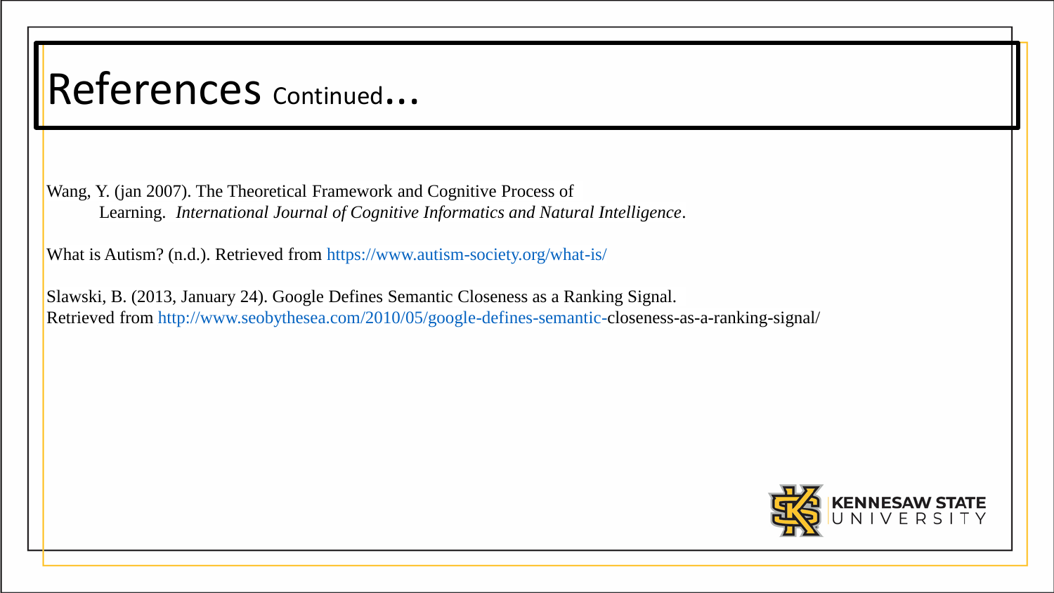# References Continued…

Wang, Y. (jan 2007). The Theoretical Framework and Cognitive Process of Learning. *International Journal of Cognitive Informatics and Natural Intelligence*.

What is Autism? (n.d.). Retrieved from https://www.autism-society.org/what-is/

Slawski, B. (2013, January 24). Google Defines Semantic Closeness as a Ranking Signal. Retrieved from http://www.seobythesea.com/2010/05/google-defines-semantic-closeness-as-a-ranking-signal/

KENNESAW STATE UNIVERSITY